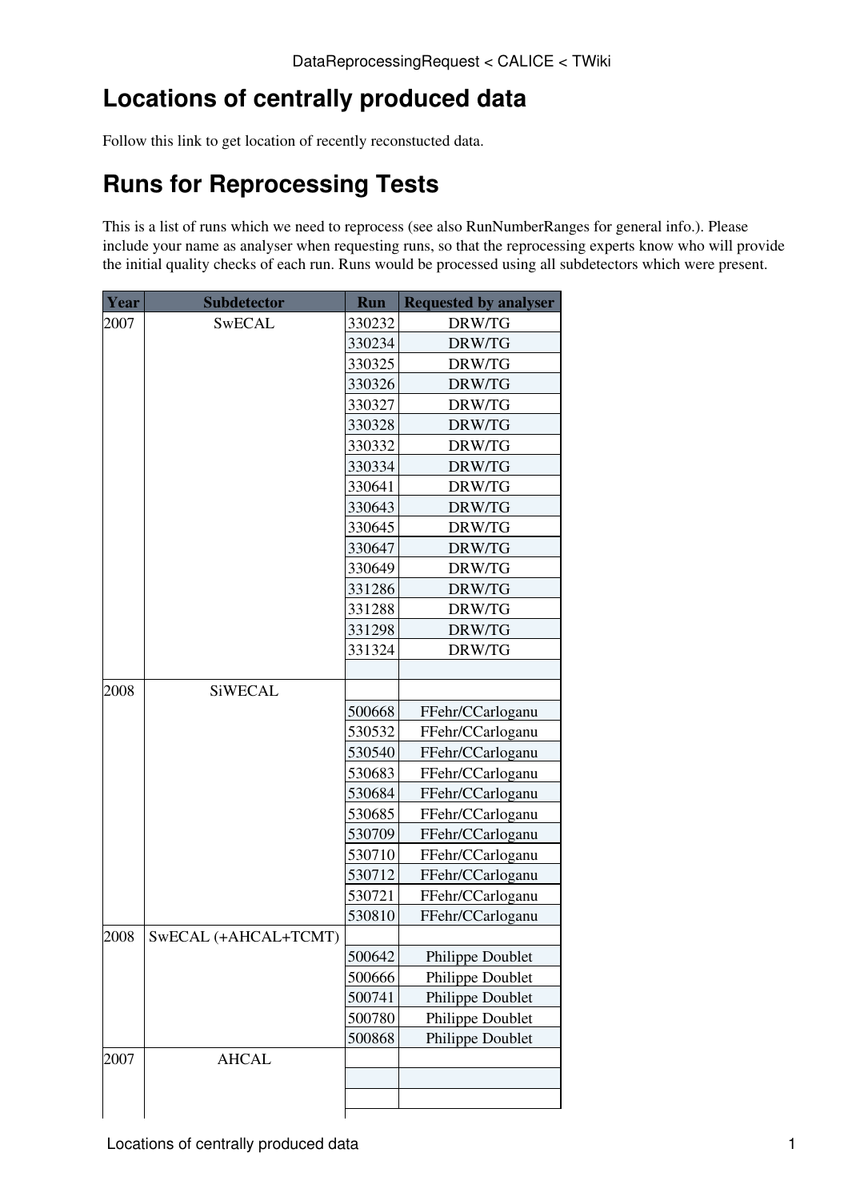# Locations of centrally produced data

Follow this link to get location of recently reconstucted data.

# Runs for Reprocessing Tests

This is a list of runs which we need to reprocess (see also RunNumberRanges for general info.). Please include your name as analyser when requesting runs, so that the reprocessing experts know who will provide the initial quality checks of each run. Runs would be processed using all subdetectors which were present.

| Year | Subdetector | Run | Requested by analyser |
|---|---|---|---|
| 2007 | SwECAL | 330232 | DRW/TG |
| | | 330234 | DRW/TG |
| | | 330325 | DRW/TG |
| | | 330326 | DRW/TG |
| | | 330327 | DRW/TG |
| | | 330328 | DRW/TG |
| | | 330332 | DRW/TG |
| | | 330334 | DRW/TG |
| | | 330641 | DRW/TG |
| | | 330643 | DRW/TG |
| | | 330645 | DRW/TG |
| | | 330647 | DRW/TG |
| | | 330649 | DRW/TG |
| | | 331286 | DRW/TG |
| | | 331288 | DRW/TG |
| | | 331298 | DRW/TG |
| | | 331324 | DRW/TG |
| | | | |
| 2008 | SiWECAL | | |
| | | 500668 | FFehr/CCarloganu |
| | | 530532 | FFehr/CCarloganu |
| | | 530540 | FFehr/CCarloganu |
| | | 530683 | FFehr/CCarloganu |
| | | 530684 | FFehr/CCarloganu |
| | | 530685 | FFehr/CCarloganu |
| | | 530709 | FFehr/CCarloganu |
| | | 530710 | FFehr/CCarloganu |
| | | 530712 | FFehr/CCarloganu |
| | | 530721 | FFehr/CCarloganu |
| | | 530810 | FFehr/CCarloganu |
| 2008 | SwECAL (+AHCAL+TCMT) | | |
| | | 500642 | Philippe Doublet |
| | | 500666 | Philippe Doublet |
| | | 500741 | Philippe Doublet |
| | | 500780 | Philippe Doublet |
| | | 500868 | Philippe Doublet |
| 2007 | AHCAL | | |
| | | | |
| | | | |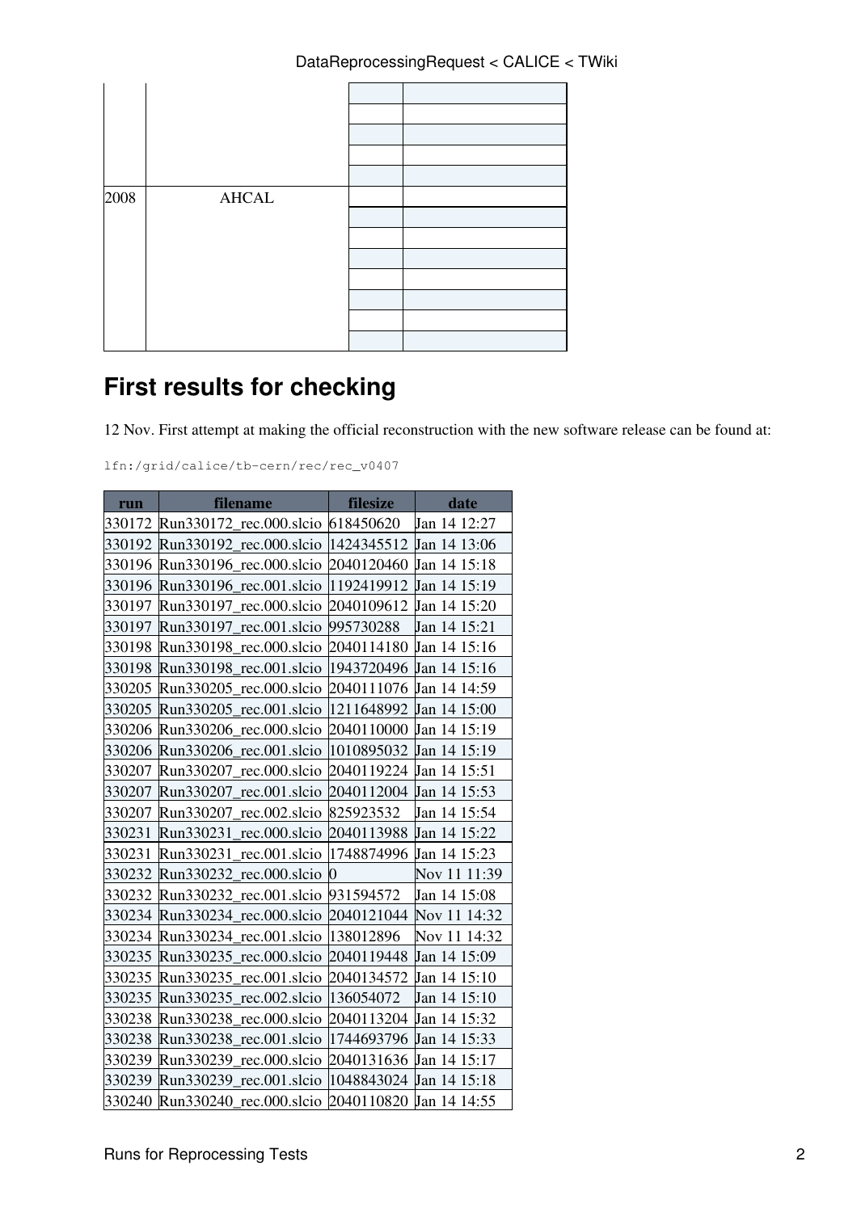| | | | |
|---|---|---|---|
| | | | |
| | | | |
| | | | |
| | | | |
| | | | |
| 2008 | AHCAL | | |
| | | | |
| | | | |
| | | | |
| | | | |
| | | | |
| | | | |
| | | | |

# First results for checking

12 Nov. First attempt at making the official reconstruction with the new software release can be found at:

```
lfn:/grid/calice/tb-cern/rec/rec_v0407
```

| run | filename | filesize | date |
|---|---|---|---|
| 330172 | Run330172_rec.000.slcio | 618450620 | Jan 14 12:27 |
| 330192 | Run330192_rec.000.slcio | 1424345512 | Jan 14 13:06 |
| 330196 | Run330196_rec.000.slcio | 2040120460 | Jan 14 15:18 |
| 330196 | Run330196_rec.001.slcio | 1192419912 | Jan 14 15:19 |
| 330197 | Run330197_rec.000.slcio | 2040109612 | Jan 14 15:20 |
| 330197 | Run330197_rec.001.slcio | 995730288 | Jan 14 15:21 |
| 330198 | Run330198_rec.000.slcio | 2040114180 | Jan 14 15:16 |
| 330198 | Run330198_rec.001.slcio | 1943720496 | Jan 14 15:16 |
| 330205 | Run330205_rec.000.slcio | 2040111076 | Jan 14 14:59 |
| 330205 | Run330205_rec.001.slcio | 1211648992 | Jan 14 15:00 |
| 330206 | Run330206_rec.000.slcio | 2040110000 | Jan 14 15:19 |
| 330206 | Run330206_rec.001.slcio | 1010895032 | Jan 14 15:19 |
| 330207 | Run330207_rec.000.slcio | 2040119224 | Jan 14 15:51 |
| 330207 | Run330207_rec.001.slcio | 2040112004 | Jan 14 15:53 |
| 330207 | Run330207_rec.002.slcio | 825923532 | Jan 14 15:54 |
| 330231 | Run330231_rec.000.slcio | 2040113988 | Jan 14 15:22 |
| 330231 | Run330231_rec.001.slcio | 1748874996 | Jan 14 15:23 |
| 330232 | Run330232_rec.000.slcio | 0 | Nov 11 11:39 |
| 330232 | Run330232_rec.001.slcio | 931594572 | Jan 14 15:08 |
| 330234 | Run330234_rec.000.slcio | 2040121044 | Nov 11 14:32 |
| 330234 | Run330234_rec.001.slcio | 138012896 | Nov 11 14:32 |
| 330235 | Run330235_rec.000.slcio | 2040119448 | Jan 14 15:09 |
| 330235 | Run330235_rec.001.slcio | 2040134572 | Jan 14 15:10 |
| 330235 | Run330235_rec.002.slcio | 136054072 | Jan 14 15:10 |
| 330238 | Run330238_rec.000.slcio | 2040113204 | Jan 14 15:32 |
| 330238 | Run330238_rec.001.slcio | 1744693796 | Jan 14 15:33 |
| 330239 | Run330239_rec.000.slcio | 2040131636 | Jan 14 15:17 |
| 330239 | Run330239_rec.001.slcio | 1048843024 | Jan 14 15:18 |
| 330240 | Run330240_rec.000.slcio | 2040110820 | Jan 14 14:55 |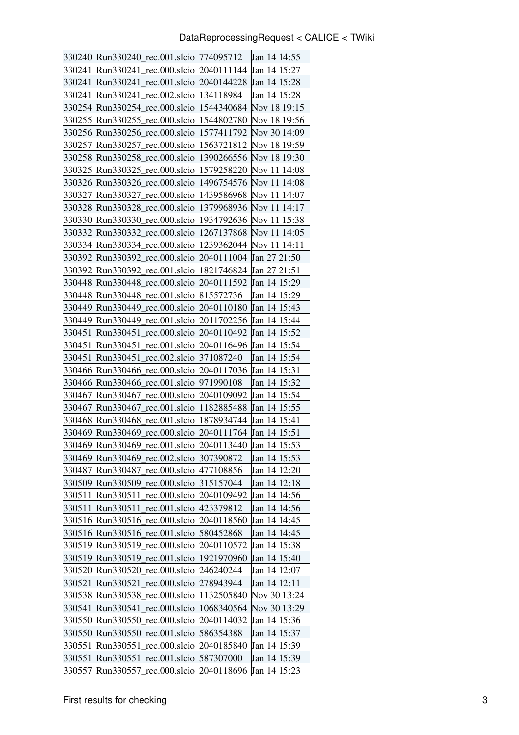| | | | |
|---|---|---|---|
| 330240 | Run330240_rec.001.slcio | 774095712 | Jan 14 14:55 |
| 330241 | Run330241_rec.000.slcio | 2040111144 | Jan 14 15:27 |
| 330241 | Run330241_rec.001.slcio | 2040144228 | Jan 14 15:28 |
| 330241 | Run330241_rec.002.slcio | 134118984 | Jan 14 15:28 |
| 330254 | Run330254_rec.000.slcio | 1544340684 | Nov 18 19:15 |
| 330255 | Run330255_rec.000.slcio | 1544802780 | Nov 18 19:56 |
| 330256 | Run330256_rec.000.slcio | 1577411792 | Nov 30 14:09 |
| 330257 | Run330257_rec.000.slcio | 1563721812 | Nov 18 19:59 |
| 330258 | Run330258_rec.000.slcio | 1390266556 | Nov 18 19:30 |
| 330325 | Run330325_rec.000.slcio | 1579258220 | Nov 11 14:08 |
| 330326 | Run330326_rec.000.slcio | 1496754576 | Nov 11 14:08 |
| 330327 | Run330327_rec.000.slcio | 1439586968 | Nov 11 14:07 |
| 330328 | Run330328_rec.000.slcio | 1379968936 | Nov 11 14:17 |
| 330330 | Run330330_rec.000.slcio | 1934792636 | Nov 11 15:38 |
| 330332 | Run330332_rec.000.slcio | 1267137868 | Nov 11 14:05 |
| 330334 | Run330334_rec.000.slcio | 1239362044 | Nov 11 14:11 |
| 330392 | Run330392_rec.000.slcio | 2040111004 | Jan 27 21:50 |
| 330392 | Run330392_rec.001.slcio | 1821746824 | Jan 27 21:51 |
| 330448 | Run330448_rec.000.slcio | 2040111592 | Jan 14 15:29 |
| 330448 | Run330448_rec.001.slcio | 815572736 | Jan 14 15:29 |
| 330449 | Run330449_rec.000.slcio | 2040110180 | Jan 14 15:43 |
| 330449 | Run330449_rec.001.slcio | 2011702256 | Jan 14 15:44 |
| 330451 | Run330451_rec.000.slcio | 2040110492 | Jan 14 15:52 |
| 330451 | Run330451_rec.001.slcio | 2040116496 | Jan 14 15:54 |
| 330451 | Run330451_rec.002.slcio | 371087240 | Jan 14 15:54 |
| 330466 | Run330466_rec.000.slcio | 2040117036 | Jan 14 15:31 |
| 330466 | Run330466_rec.001.slcio | 971990108 | Jan 14 15:32 |
| 330467 | Run330467_rec.000.slcio | 2040109092 | Jan 14 15:54 |
| 330467 | Run330467_rec.001.slcio | 1182885488 | Jan 14 15:55 |
| 330468 | Run330468_rec.001.slcio | 1878934744 | Jan 14 15:41 |
| 330469 | Run330469_rec.000.slcio | 2040111764 | Jan 14 15:51 |
| 330469 | Run330469_rec.001.slcio | 2040113440 | Jan 14 15:53 |
| 330469 | Run330469_rec.002.slcio | 307390872 | Jan 14 15:53 |
| 330487 | Run330487_rec.000.slcio | 477108856 | Jan 14 12:20 |
| 330509 | Run330509_rec.000.slcio | 315157044 | Jan 14 12:18 |
| 330511 | Run330511_rec.000.slcio | 2040109492 | Jan 14 14:56 |
| 330511 | Run330511_rec.001.slcio | 423379812 | Jan 14 14:56 |
| 330516 | Run330516_rec.000.slcio | 2040118560 | Jan 14 14:45 |
| 330516 | Run330516_rec.001.slcio | 580452868 | Jan 14 14:45 |
| 330519 | Run330519_rec.000.slcio | 2040110572 | Jan 14 15:38 |
| 330519 | Run330519_rec.001.slcio | 1921970960 | Jan 14 15:40 |
| 330520 | Run330520_rec.000.slcio | 246240244 | Jan 14 12:07 |
| 330521 | Run330521_rec.000.slcio | 278943944 | Jan 14 12:11 |
| 330538 | Run330538_rec.000.slcio | 1132505840 | Nov 30 13:24 |
| 330541 | Run330541_rec.000.slcio | 1068340564 | Nov 30 13:29 |
| 330550 | Run330550_rec.000.slcio | 2040114032 | Jan 14 15:36 |
| 330550 | Run330550_rec.001.slcio | 586354388 | Jan 14 15:37 |
| 330551 | Run330551_rec.000.slcio | 2040185840 | Jan 14 15:39 |
| 330551 | Run330551_rec.001.slcio | 587307000 | Jan 14 15:39 |
| 330557 | Run330557_rec.000.slcio | 2040118696 | Jan 14 15:23 |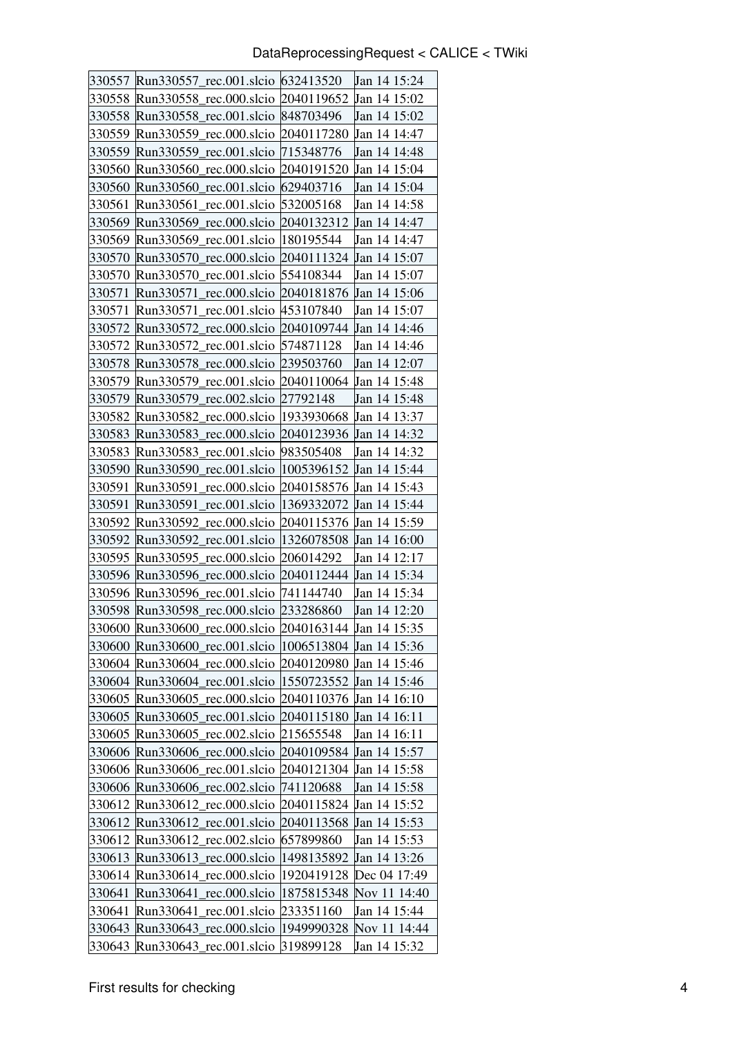| | | | |
|---|---|---|---|
| 330557 | Run330557_rec.001.slcio | 632413520 | Jan 14 15:24 |
| 330558 | Run330558_rec.000.slcio | 2040119652 | Jan 14 15:02 |
| 330558 | Run330558_rec.001.slcio | 848703496 | Jan 14 15:02 |
| 330559 | Run330559_rec.000.slcio | 2040117280 | Jan 14 14:47 |
| 330559 | Run330559_rec.001.slcio | 715348776 | Jan 14 14:48 |
| 330560 | Run330560_rec.000.slcio | 2040191520 | Jan 14 15:04 |
| 330560 | Run330560_rec.001.slcio | 629403716 | Jan 14 15:04 |
| 330561 | Run330561_rec.001.slcio | 532005168 | Jan 14 14:58 |
| 330569 | Run330569_rec.000.slcio | 2040132312 | Jan 14 14:47 |
| 330569 | Run330569_rec.001.slcio | 180195544 | Jan 14 14:47 |
| 330570 | Run330570_rec.000.slcio | 2040111324 | Jan 14 15:07 |
| 330570 | Run330570_rec.001.slcio | 554108344 | Jan 14 15:07 |
| 330571 | Run330571_rec.000.slcio | 2040181876 | Jan 14 15:06 |
| 330571 | Run330571_rec.001.slcio | 453107840 | Jan 14 15:07 |
| 330572 | Run330572_rec.000.slcio | 2040109744 | Jan 14 14:46 |
| 330572 | Run330572_rec.001.slcio | 574871128 | Jan 14 14:46 |
| 330578 | Run330578_rec.000.slcio | 239503760 | Jan 14 12:07 |
| 330579 | Run330579_rec.001.slcio | 2040110064 | Jan 14 15:48 |
| 330579 | Run330579_rec.002.slcio | 27792148 | Jan 14 15:48 |
| 330582 | Run330582_rec.000.slcio | 1933930668 | Jan 14 13:37 |
| 330583 | Run330583_rec.000.slcio | 2040123936 | Jan 14 14:32 |
| 330583 | Run330583_rec.001.slcio | 983505408 | Jan 14 14:32 |
| 330590 | Run330590_rec.001.slcio | 1005396152 | Jan 14 15:44 |
| 330591 | Run330591_rec.000.slcio | 2040158576 | Jan 14 15:43 |
| 330591 | Run330591_rec.001.slcio | 1369332072 | Jan 14 15:44 |
| 330592 | Run330592_rec.000.slcio | 2040115376 | Jan 14 15:59 |
| 330592 | Run330592_rec.001.slcio | 1326078508 | Jan 14 16:00 |
| 330595 | Run330595_rec.000.slcio | 206014292 | Jan 14 12:17 |
| 330596 | Run330596_rec.000.slcio | 2040112444 | Jan 14 15:34 |
| 330596 | Run330596_rec.001.slcio | 741144740 | Jan 14 15:34 |
| 330598 | Run330598_rec.000.slcio | 233286860 | Jan 14 12:20 |
| 330600 | Run330600_rec.000.slcio | 2040163144 | Jan 14 15:35 |
| 330600 | Run330600_rec.001.slcio | 1006513804 | Jan 14 15:36 |
| 330604 | Run330604_rec.000.slcio | 2040120980 | Jan 14 15:46 |
| 330604 | Run330604_rec.001.slcio | 1550723552 | Jan 14 15:46 |
| 330605 | Run330605_rec.000.slcio | 2040110376 | Jan 14 16:10 |
| 330605 | Run330605_rec.001.slcio | 2040115180 | Jan 14 16:11 |
| 330605 | Run330605_rec.002.slcio | 215655548 | Jan 14 16:11 |
| 330606 | Run330606_rec.000.slcio | 2040109584 | Jan 14 15:57 |
| 330606 | Run330606_rec.001.slcio | 2040121304 | Jan 14 15:58 |
| 330606 | Run330606_rec.002.slcio | 741120688 | Jan 14 15:58 |
| 330612 | Run330612_rec.000.slcio | 2040115824 | Jan 14 15:52 |
| 330612 | Run330612_rec.001.slcio | 2040113568 | Jan 14 15:53 |
| 330612 | Run330612_rec.002.slcio | 657899860 | Jan 14 15:53 |
| 330613 | Run330613_rec.000.slcio | 1498135892 | Jan 14 13:26 |
| 330614 | Run330614_rec.000.slcio | 1920419128 | Dec 04 17:49 |
| 330641 | Run330641_rec.000.slcio | 1875815348 | Nov 11 14:40 |
| 330641 | Run330641_rec.001.slcio | 233351160 | Jan 14 15:44 |
| 330643 | Run330643_rec.000.slcio | 1949990328 | Nov 11 14:44 |
| 330643 | Run330643_rec.001.slcio | 319899128 | Jan 14 15:32 |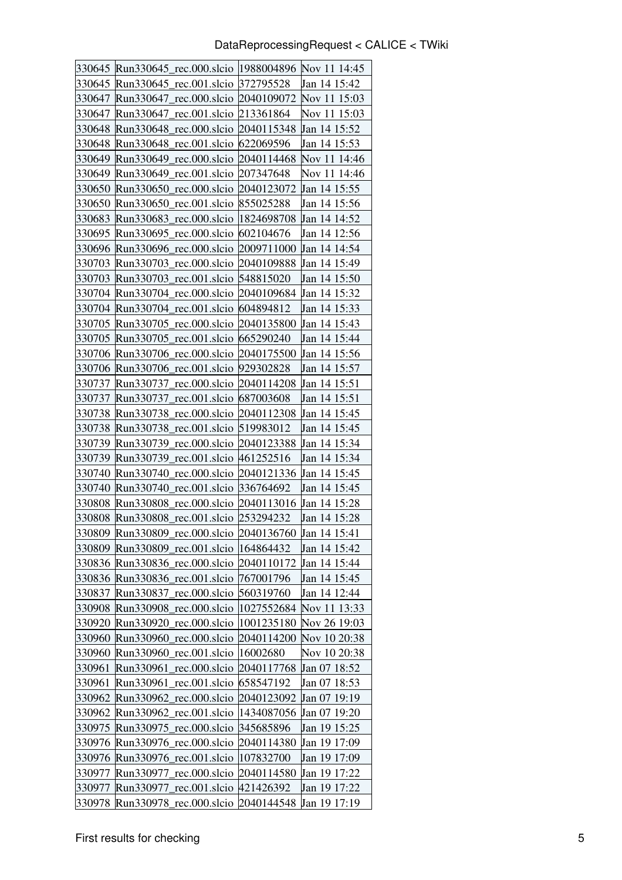| | | | |
|---|---|---|---|
| 330645 | Run330645_rec.000.slcio | 1988004896 | Nov 11 14:45 |
| 330645 | Run330645_rec.001.slcio | 372795528 | Jan 14 15:42 |
| 330647 | Run330647_rec.000.slcio | 2040109072 | Nov 11 15:03 |
| 330647 | Run330647_rec.001.slcio | 213361864 | Nov 11 15:03 |
| 330648 | Run330648_rec.000.slcio | 2040115348 | Jan 14 15:52 |
| 330648 | Run330648_rec.001.slcio | 622069596 | Jan 14 15:53 |
| 330649 | Run330649_rec.000.slcio | 2040114468 | Nov 11 14:46 |
| 330649 | Run330649_rec.001.slcio | 207347648 | Nov 11 14:46 |
| 330650 | Run330650_rec.000.slcio | 2040123072 | Jan 14 15:55 |
| 330650 | Run330650_rec.001.slcio | 855025288 | Jan 14 15:56 |
| 330683 | Run330683_rec.000.slcio | 1824698708 | Jan 14 14:52 |
| 330695 | Run330695_rec.000.slcio | 602104676 | Jan 14 12:56 |
| 330696 | Run330696_rec.000.slcio | 2009711000 | Jan 14 14:54 |
| 330703 | Run330703_rec.000.slcio | 2040109888 | Jan 14 15:49 |
| 330703 | Run330703_rec.001.slcio | 548815020 | Jan 14 15:50 |
| 330704 | Run330704_rec.000.slcio | 2040109684 | Jan 14 15:32 |
| 330704 | Run330704_rec.001.slcio | 604894812 | Jan 14 15:33 |
| 330705 | Run330705_rec.000.slcio | 2040135800 | Jan 14 15:43 |
| 330705 | Run330705_rec.001.slcio | 665290240 | Jan 14 15:44 |
| 330706 | Run330706_rec.000.slcio | 2040175500 | Jan 14 15:56 |
| 330706 | Run330706_rec.001.slcio | 929302828 | Jan 14 15:57 |
| 330737 | Run330737_rec.000.slcio | 2040114208 | Jan 14 15:51 |
| 330737 | Run330737_rec.001.slcio | 687003608 | Jan 14 15:51 |
| 330738 | Run330738_rec.000.slcio | 2040112308 | Jan 14 15:45 |
| 330738 | Run330738_rec.001.slcio | 519983012 | Jan 14 15:45 |
| 330739 | Run330739_rec.000.slcio | 2040123388 | Jan 14 15:34 |
| 330739 | Run330739_rec.001.slcio | 461252516 | Jan 14 15:34 |
| 330740 | Run330740_rec.000.slcio | 2040121336 | Jan 14 15:45 |
| 330740 | Run330740_rec.001.slcio | 336764692 | Jan 14 15:45 |
| 330808 | Run330808_rec.000.slcio | 2040113016 | Jan 14 15:28 |
| 330808 | Run330808_rec.001.slcio | 253294232 | Jan 14 15:28 |
| 330809 | Run330809_rec.000.slcio | 2040136760 | Jan 14 15:41 |
| 330809 | Run330809_rec.001.slcio | 164864432 | Jan 14 15:42 |
| 330836 | Run330836_rec.000.slcio | 2040110172 | Jan 14 15:44 |
| 330836 | Run330836_rec.001.slcio | 767001796 | Jan 14 15:45 |
| 330837 | Run330837_rec.000.slcio | 560319760 | Jan 14 12:44 |
| 330908 | Run330908_rec.000.slcio | 1027552684 | Nov 11 13:33 |
| 330920 | Run330920_rec.000.slcio | 1001235180 | Nov 26 19:03 |
| 330960 | Run330960_rec.000.slcio | 2040114200 | Nov 10 20:38 |
| 330960 | Run330960_rec.001.slcio | 16002680 | Nov 10 20:38 |
| 330961 | Run330961_rec.000.slcio | 2040117768 | Jan 07 18:52 |
| 330961 | Run330961_rec.001.slcio | 658547192 | Jan 07 18:53 |
| 330962 | Run330962_rec.000.slcio | 2040123092 | Jan 07 19:19 |
| 330962 | Run330962_rec.001.slcio | 1434087056 | Jan 07 19:20 |
| 330975 | Run330975_rec.000.slcio | 345685896 | Jan 19 15:25 |
| 330976 | Run330976_rec.000.slcio | 2040114380 | Jan 19 17:09 |
| 330976 | Run330976_rec.001.slcio | 107832700 | Jan 19 17:09 |
| 330977 | Run330977_rec.000.slcio | 2040114580 | Jan 19 17:22 |
| 330977 | Run330977_rec.001.slcio | 421426392 | Jan 19 17:22 |
| 330978 | Run330978_rec.000.slcio | 2040144548 | Jan 19 17:19 |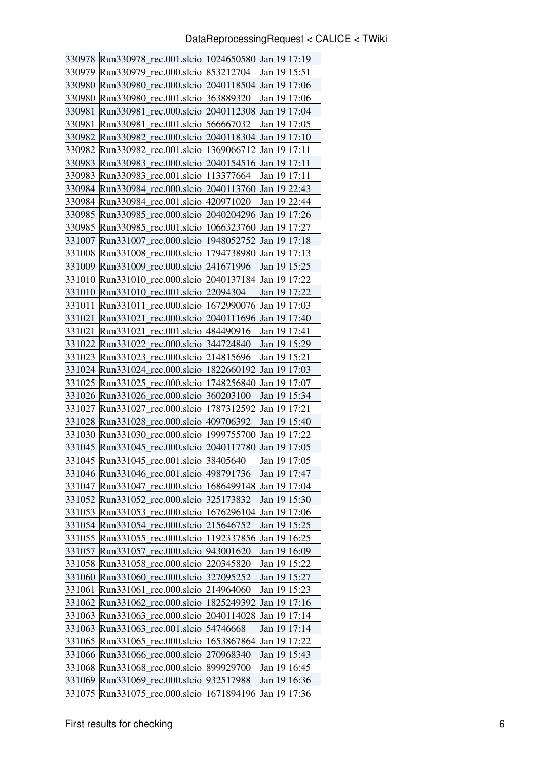| | | | |
|---|---|---|---|
| 330978 | Run330978_rec.001.slcio | 1024650580 | Jan 19 17:19 |
| 330979 | Run330979_rec.000.slcio | 853212704 | Jan 19 15:51 |
| 330980 | Run330980_rec.000.slcio | 2040118504 | Jan 19 17:06 |
| 330980 | Run330980_rec.001.slcio | 363889320 | Jan 19 17:06 |
| 330981 | Run330981_rec.000.slcio | 2040112308 | Jan 19 17:04 |
| 330981 | Run330981_rec.001.slcio | 566667032 | Jan 19 17:05 |
| 330982 | Run330982_rec.000.slcio | 2040118304 | Jan 19 17:10 |
| 330982 | Run330982_rec.001.slcio | 1369066712 | Jan 19 17:11 |
| 330983 | Run330983_rec.000.slcio | 2040154516 | Jan 19 17:11 |
| 330983 | Run330983_rec.001.slcio | 113377664 | Jan 19 17:11 |
| 330984 | Run330984_rec.000.slcio | 2040113760 | Jan 19 22:43 |
| 330984 | Run330984_rec.001.slcio | 420971020 | Jan 19 22:44 |
| 330985 | Run330985_rec.000.slcio | 2040204296 | Jan 19 17:26 |
| 330985 | Run330985_rec.001.slcio | 1066323760 | Jan 19 17:27 |
| 331007 | Run331007_rec.000.slcio | 1948052752 | Jan 19 17:18 |
| 331008 | Run331008_rec.000.slcio | 1794738980 | Jan 19 17:13 |
| 331009 | Run331009_rec.000.slcio | 241671996 | Jan 19 15:25 |
| 331010 | Run331010_rec.000.slcio | 2040137184 | Jan 19 17:22 |
| 331010 | Run331010_rec.001.slcio | 22094304 | Jan 19 17:22 |
| 331011 | Run331011_rec.000.slcio | 1672990076 | Jan 19 17:03 |
| 331021 | Run331021_rec.000.slcio | 2040111696 | Jan 19 17:40 |
| 331021 | Run331021_rec.001.slcio | 484490916 | Jan 19 17:41 |
| 331022 | Run331022_rec.000.slcio | 344724840 | Jan 19 15:29 |
| 331023 | Run331023_rec.000.slcio | 214815696 | Jan 19 15:21 |
| 331024 | Run331024_rec.000.slcio | 1822660192 | Jan 19 17:03 |
| 331025 | Run331025_rec.000.slcio | 1748256840 | Jan 19 17:07 |
| 331026 | Run331026_rec.000.slcio | 360203100 | Jan 19 15:34 |
| 331027 | Run331027_rec.000.slcio | 1787312592 | Jan 19 17:21 |
| 331028 | Run331028_rec.000.slcio | 409706392 | Jan 19 15:40 |
| 331030 | Run331030_rec.000.slcio | 1999755700 | Jan 19 17:22 |
| 331045 | Run331045_rec.000.slcio | 2040117780 | Jan 19 17:05 |
| 331045 | Run331045_rec.001.slcio | 38405640 | Jan 19 17:05 |
| 331046 | Run331046_rec.001.slcio | 498791736 | Jan 19 17:47 |
| 331047 | Run331047_rec.000.slcio | 1686499148 | Jan 19 17:04 |
| 331052 | Run331052_rec.000.slcio | 325173832 | Jan 19 15:30 |
| 331053 | Run331053_rec.000.slcio | 1676296104 | Jan 19 17:06 |
| 331054 | Run331054_rec.000.slcio | 215646752 | Jan 19 15:25 |
| 331055 | Run331055_rec.000.slcio | 1192337856 | Jan 19 16:25 |
| 331057 | Run331057_rec.000.slcio | 943001620 | Jan 19 16:09 |
| 331058 | Run331058_rec.000.slcio | 220345820 | Jan 19 15:22 |
| 331060 | Run331060_rec.000.slcio | 327095252 | Jan 19 15:27 |
| 331061 | Run331061_rec.000.slcio | 214964060 | Jan 19 15:23 |
| 331062 | Run331062_rec.000.slcio | 1825249392 | Jan 19 17:16 |
| 331063 | Run331063_rec.000.slcio | 2040114028 | Jan 19 17:14 |
| 331063 | Run331063_rec.001.slcio | 54746668 | Jan 19 17:14 |
| 331065 | Run331065_rec.000.slcio | 1653867864 | Jan 19 17:22 |
| 331066 | Run331066_rec.000.slcio | 270968340 | Jan 19 15:43 |
| 331068 | Run331068_rec.000.slcio | 899929700 | Jan 19 16:45 |
| 331069 | Run331069_rec.000.slcio | 932517988 | Jan 19 16:36 |
| 331075 | Run331075_rec.000.slcio | 1671894196 | Jan 19 17:36 |

First results for checking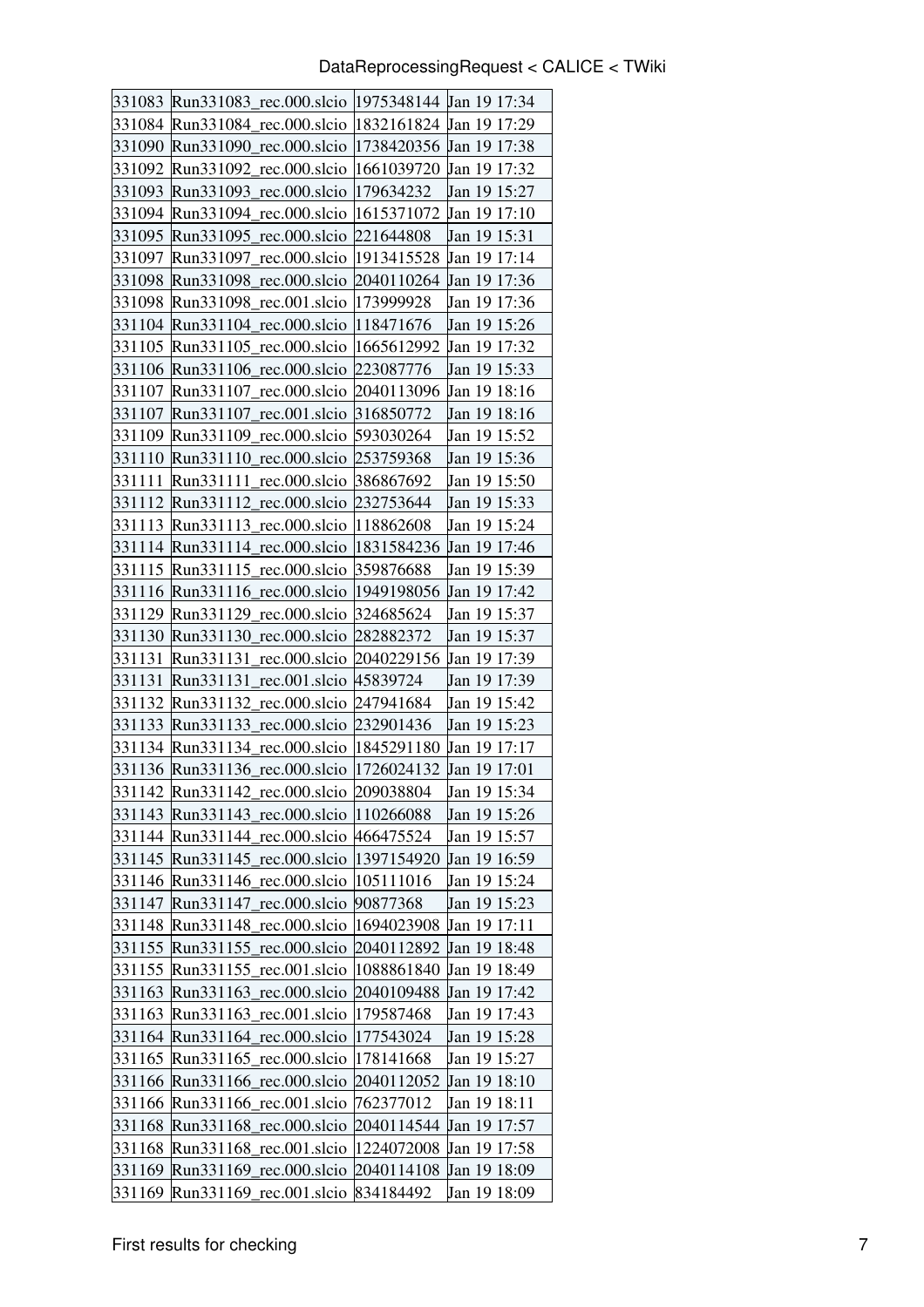| 331083 | Run331083_rec.000.slcio | 1975348144 | Jan 19 17:34 |
|---|---|---|---|
| 331084 | Run331084_rec.000.slcio | 1832161824 | Jan 19 17:29 |
| 331090 | Run331090_rec.000.slcio | 1738420356 | Jan 19 17:38 |
| 331092 | Run331092_rec.000.slcio | 1661039720 | Jan 19 17:32 |
| 331093 | Run331093_rec.000.slcio | 179634232 | Jan 19 15:27 |
| 331094 | Run331094_rec.000.slcio | 1615371072 | Jan 19 17:10 |
| 331095 | Run331095_rec.000.slcio | 221644808 | Jan 19 15:31 |
| 331097 | Run331097_rec.000.slcio | 1913415528 | Jan 19 17:14 |
| 331098 | Run331098_rec.000.slcio | 2040110264 | Jan 19 17:36 |
| 331098 | Run331098_rec.001.slcio | 173999928 | Jan 19 17:36 |
| 331104 | Run331104_rec.000.slcio | 118471676 | Jan 19 15:26 |
| 331105 | Run331105_rec.000.slcio | 1665612992 | Jan 19 17:32 |
| 331106 | Run331106_rec.000.slcio | 223087776 | Jan 19 15:33 |
| 331107 | Run331107_rec.000.slcio | 2040113096 | Jan 19 18:16 |
| 331107 | Run331107_rec.001.slcio | 316850772 | Jan 19 18:16 |
| 331109 | Run331109_rec.000.slcio | 593030264 | Jan 19 15:52 |
| 331110 | Run331110_rec.000.slcio | 253759368 | Jan 19 15:36 |
| 331111 | Run331111_rec.000.slcio | 386867692 | Jan 19 15:50 |
| 331112 | Run331112_rec.000.slcio | 232753644 | Jan 19 15:33 |
| 331113 | Run331113_rec.000.slcio | 118862608 | Jan 19 15:24 |
| 331114 | Run331114_rec.000.slcio | 1831584236 | Jan 19 17:46 |
| 331115 | Run331115_rec.000.slcio | 359876688 | Jan 19 15:39 |
| 331116 | Run331116_rec.000.slcio | 1949198056 | Jan 19 17:42 |
| 331129 | Run331129_rec.000.slcio | 324685624 | Jan 19 15:37 |
| 331130 | Run331130_rec.000.slcio | 282882372 | Jan 19 15:37 |
| 331131 | Run331131_rec.000.slcio | 2040229156 | Jan 19 17:39 |
| 331131 | Run331131_rec.001.slcio | 45839724 | Jan 19 17:39 |
| 331132 | Run331132_rec.000.slcio | 247941684 | Jan 19 15:42 |
| 331133 | Run331133_rec.000.slcio | 232901436 | Jan 19 15:23 |
| 331134 | Run331134_rec.000.slcio | 1845291180 | Jan 19 17:17 |
| 331136 | Run331136_rec.000.slcio | 1726024132 | Jan 19 17:01 |
| 331142 | Run331142_rec.000.slcio | 209038804 | Jan 19 15:34 |
| 331143 | Run331143_rec.000.slcio | 110266088 | Jan 19 15:26 |
| 331144 | Run331144_rec.000.slcio | 466475524 | Jan 19 15:57 |
| 331145 | Run331145_rec.000.slcio | 1397154920 | Jan 19 16:59 |
| 331146 | Run331146_rec.000.slcio | 105111016 | Jan 19 15:24 |
| 331147 | Run331147_rec.000.slcio | 90877368 | Jan 19 15:23 |
| 331148 | Run331148_rec.000.slcio | 1694023908 | Jan 19 17:11 |
| 331155 | Run331155_rec.000.slcio | 2040112892 | Jan 19 18:48 |
| 331155 | Run331155_rec.001.slcio | 1088861840 | Jan 19 18:49 |
| 331163 | Run331163_rec.000.slcio | 2040109488 | Jan 19 17:42 |
| 331163 | Run331163_rec.001.slcio | 179587468 | Jan 19 17:43 |
| 331164 | Run331164_rec.000.slcio | 177543024 | Jan 19 15:28 |
| 331165 | Run331165_rec.000.slcio | 178141668 | Jan 19 15:27 |
| 331166 | Run331166_rec.000.slcio | 2040112052 | Jan 19 18:10 |
| 331166 | Run331166_rec.001.slcio | 762377012 | Jan 19 18:11 |
| 331168 | Run331168_rec.000.slcio | 2040114544 | Jan 19 17:57 |
| 331168 | Run331168_rec.001.slcio | 1224072008 | Jan 19 17:58 |
| 331169 | Run331169_rec.000.slcio | 2040114108 | Jan 19 18:09 |
| 331169 | Run331169_rec.001.slcio | 834184492 | Jan 19 18:09 |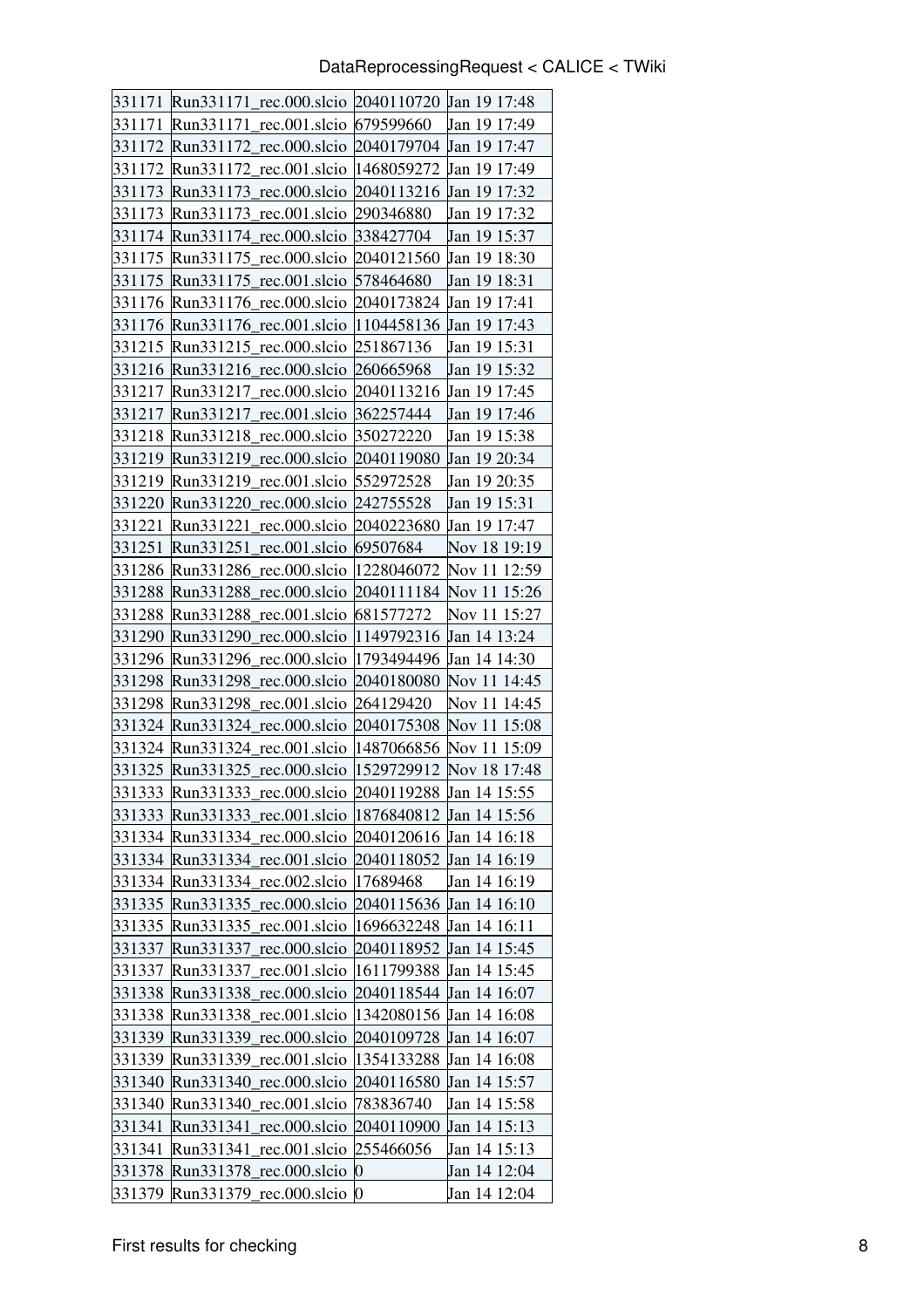| | | | |
|---|---|---|---|
| 331171 | Run331171_rec.000.slcio | 2040110720 | Jan 19 17:48 |
| 331171 | Run331171_rec.001.slcio | 679599660 | Jan 19 17:49 |
| 331172 | Run331172_rec.000.slcio | 2040179704 | Jan 19 17:47 |
| 331172 | Run331172_rec.001.slcio | 1468059272 | Jan 19 17:49 |
| 331173 | Run331173_rec.000.slcio | 2040113216 | Jan 19 17:32 |
| 331173 | Run331173_rec.001.slcio | 290346880 | Jan 19 17:32 |
| 331174 | Run331174_rec.000.slcio | 338427704 | Jan 19 15:37 |
| 331175 | Run331175_rec.000.slcio | 2040121560 | Jan 19 18:30 |
| 331175 | Run331175_rec.001.slcio | 578464680 | Jan 19 18:31 |
| 331176 | Run331176_rec.000.slcio | 2040173824 | Jan 19 17:41 |
| 331176 | Run331176_rec.001.slcio | 1104458136 | Jan 19 17:43 |
| 331215 | Run331215_rec.000.slcio | 251867136 | Jan 19 15:31 |
| 331216 | Run331216_rec.000.slcio | 260665968 | Jan 19 15:32 |
| 331217 | Run331217_rec.000.slcio | 2040113216 | Jan 19 17:45 |
| 331217 | Run331217_rec.001.slcio | 362257444 | Jan 19 17:46 |
| 331218 | Run331218_rec.000.slcio | 350272220 | Jan 19 15:38 |
| 331219 | Run331219_rec.000.slcio | 2040119080 | Jan 19 20:34 |
| 331219 | Run331219_rec.001.slcio | 552972528 | Jan 19 20:35 |
| 331220 | Run331220_rec.000.slcio | 242755528 | Jan 19 15:31 |
| 331221 | Run331221_rec.000.slcio | 2040223680 | Jan 19 17:47 |
| 331251 | Run331251_rec.001.slcio | 69507684 | Nov 18 19:19 |
| 331286 | Run331286_rec.000.slcio | 1228046072 | Nov 11 12:59 |
| 331288 | Run331288_rec.000.slcio | 2040111184 | Nov 11 15:26 |
| 331288 | Run331288_rec.001.slcio | 681577272 | Nov 11 15:27 |
| 331290 | Run331290_rec.000.slcio | 1149792316 | Jan 14 13:24 |
| 331296 | Run331296_rec.000.slcio | 1793494496 | Jan 14 14:30 |
| 331298 | Run331298_rec.000.slcio | 2040180080 | Nov 11 14:45 |
| 331298 | Run331298_rec.001.slcio | 264129420 | Nov 11 14:45 |
| 331324 | Run331324_rec.000.slcio | 2040175308 | Nov 11 15:08 |
| 331324 | Run331324_rec.001.slcio | 1487066856 | Nov 11 15:09 |
| 331325 | Run331325_rec.000.slcio | 1529729912 | Nov 18 17:48 |
| 331333 | Run331333_rec.000.slcio | 2040119288 | Jan 14 15:55 |
| 331333 | Run331333_rec.001.slcio | 1876840812 | Jan 14 15:56 |
| 331334 | Run331334_rec.000.slcio | 2040120616 | Jan 14 16:18 |
| 331334 | Run331334_rec.001.slcio | 2040118052 | Jan 14 16:19 |
| 331334 | Run331334_rec.002.slcio | 17689468 | Jan 14 16:19 |
| 331335 | Run331335_rec.000.slcio | 2040115636 | Jan 14 16:10 |
| 331335 | Run331335_rec.001.slcio | 1696632248 | Jan 14 16:11 |
| 331337 | Run331337_rec.000.slcio | 2040118952 | Jan 14 15:45 |
| 331337 | Run331337_rec.001.slcio | 1611799388 | Jan 14 15:45 |
| 331338 | Run331338_rec.000.slcio | 2040118544 | Jan 14 16:07 |
| 331338 | Run331338_rec.001.slcio | 1342080156 | Jan 14 16:08 |
| 331339 | Run331339_rec.000.slcio | 2040109728 | Jan 14 16:07 |
| 331339 | Run331339_rec.001.slcio | 1354133288 | Jan 14 16:08 |
| 331340 | Run331340_rec.000.slcio | 2040116580 | Jan 14 15:57 |
| 331340 | Run331340_rec.001.slcio | 783836740 | Jan 14 15:58 |
| 331341 | Run331341_rec.000.slcio | 2040110900 | Jan 14 15:13 |
| 331341 | Run331341_rec.001.slcio | 255466056 | Jan 14 15:13 |
| 331378 | Run331378_rec.000.slcio | 0 | Jan 14 12:04 |
| 331379 | Run331379_rec.000.slcio | 0 | Jan 14 12:04 |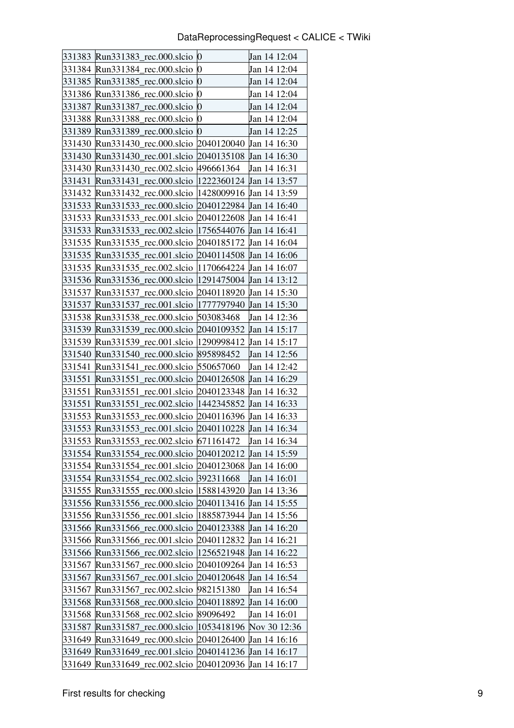| | | | |
|---|---|---|---|
| 331383 | Run331383_rec.000.slcio | 0 | Jan 14 12:04 |
| 331384 | Run331384_rec.000.slcio | 0 | Jan 14 12:04 |
| 331385 | Run331385_rec.000.slcio | 0 | Jan 14 12:04 |
| 331386 | Run331386_rec.000.slcio | 0 | Jan 14 12:04 |
| 331387 | Run331387_rec.000.slcio | 0 | Jan 14 12:04 |
| 331388 | Run331388_rec.000.slcio | 0 | Jan 14 12:04 |
| 331389 | Run331389_rec.000.slcio | 0 | Jan 14 12:25 |
| 331430 | Run331430_rec.000.slcio | 2040120040 | Jan 14 16:30 |
| 331430 | Run331430_rec.001.slcio | 2040135108 | Jan 14 16:30 |
| 331430 | Run331430_rec.002.slcio | 496661364 | Jan 14 16:31 |
| 331431 | Run331431_rec.000.slcio | 1222360124 | Jan 14 13:57 |
| 331432 | Run331432_rec.000.slcio | 1428009916 | Jan 14 13:59 |
| 331533 | Run331533_rec.000.slcio | 2040122984 | Jan 14 16:40 |
| 331533 | Run331533_rec.001.slcio | 2040122608 | Jan 14 16:41 |
| 331533 | Run331533_rec.002.slcio | 1756544076 | Jan 14 16:41 |
| 331535 | Run331535_rec.000.slcio | 2040185172 | Jan 14 16:04 |
| 331535 | Run331535_rec.001.slcio | 2040114508 | Jan 14 16:06 |
| 331535 | Run331535_rec.002.slcio | 1170664224 | Jan 14 16:07 |
| 331536 | Run331536_rec.000.slcio | 1291475004 | Jan 14 13:12 |
| 331537 | Run331537_rec.000.slcio | 2040118920 | Jan 14 15:30 |
| 331537 | Run331537_rec.001.slcio | 1777797940 | Jan 14 15:30 |
| 331538 | Run331538_rec.000.slcio | 503083468 | Jan 14 12:36 |
| 331539 | Run331539_rec.000.slcio | 2040109352 | Jan 14 15:17 |
| 331539 | Run331539_rec.001.slcio | 1290998412 | Jan 14 15:17 |
| 331540 | Run331540_rec.000.slcio | 895898452 | Jan 14 12:56 |
| 331541 | Run331541_rec.000.slcio | 550657060 | Jan 14 12:42 |
| 331551 | Run331551_rec.000.slcio | 2040126508 | Jan 14 16:29 |
| 331551 | Run331551_rec.001.slcio | 2040123348 | Jan 14 16:32 |
| 331551 | Run331551_rec.002.slcio | 1442345852 | Jan 14 16:33 |
| 331553 | Run331553_rec.000.slcio | 2040116396 | Jan 14 16:33 |
| 331553 | Run331553_rec.001.slcio | 2040110228 | Jan 14 16:34 |
| 331553 | Run331553_rec.002.slcio | 671161472 | Jan 14 16:34 |
| 331554 | Run331554_rec.000.slcio | 2040120212 | Jan 14 15:59 |
| 331554 | Run331554_rec.001.slcio | 2040123068 | Jan 14 16:00 |
| 331554 | Run331554_rec.002.slcio | 392311668 | Jan 14 16:01 |
| 331555 | Run331555_rec.000.slcio | 1588143920 | Jan 14 13:36 |
| 331556 | Run331556_rec.000.slcio | 2040113416 | Jan 14 15:55 |
| 331556 | Run331556_rec.001.slcio | 1885873944 | Jan 14 15:56 |
| 331566 | Run331566_rec.000.slcio | 2040123388 | Jan 14 16:20 |
| 331566 | Run331566_rec.001.slcio | 2040112832 | Jan 14 16:21 |
| 331566 | Run331566_rec.002.slcio | 1256521948 | Jan 14 16:22 |
| 331567 | Run331567_rec.000.slcio | 2040109264 | Jan 14 16:53 |
| 331567 | Run331567_rec.001.slcio | 2040120648 | Jan 14 16:54 |
| 331567 | Run331567_rec.002.slcio | 982151380 | Jan 14 16:54 |
| 331568 | Run331568_rec.000.slcio | 2040118892 | Jan 14 16:00 |
| 331568 | Run331568_rec.002.slcio | 89096492 | Jan 14 16:01 |
| 331587 | Run331587_rec.000.slcio | 1053418196 | Nov 30 12:36 |
| 331649 | Run331649_rec.000.slcio | 2040126400 | Jan 14 16:16 |
| 331649 | Run331649_rec.001.slcio | 2040141236 | Jan 14 16:17 |
| 331649 | Run331649_rec.002.slcio | 2040120936 | Jan 14 16:17 |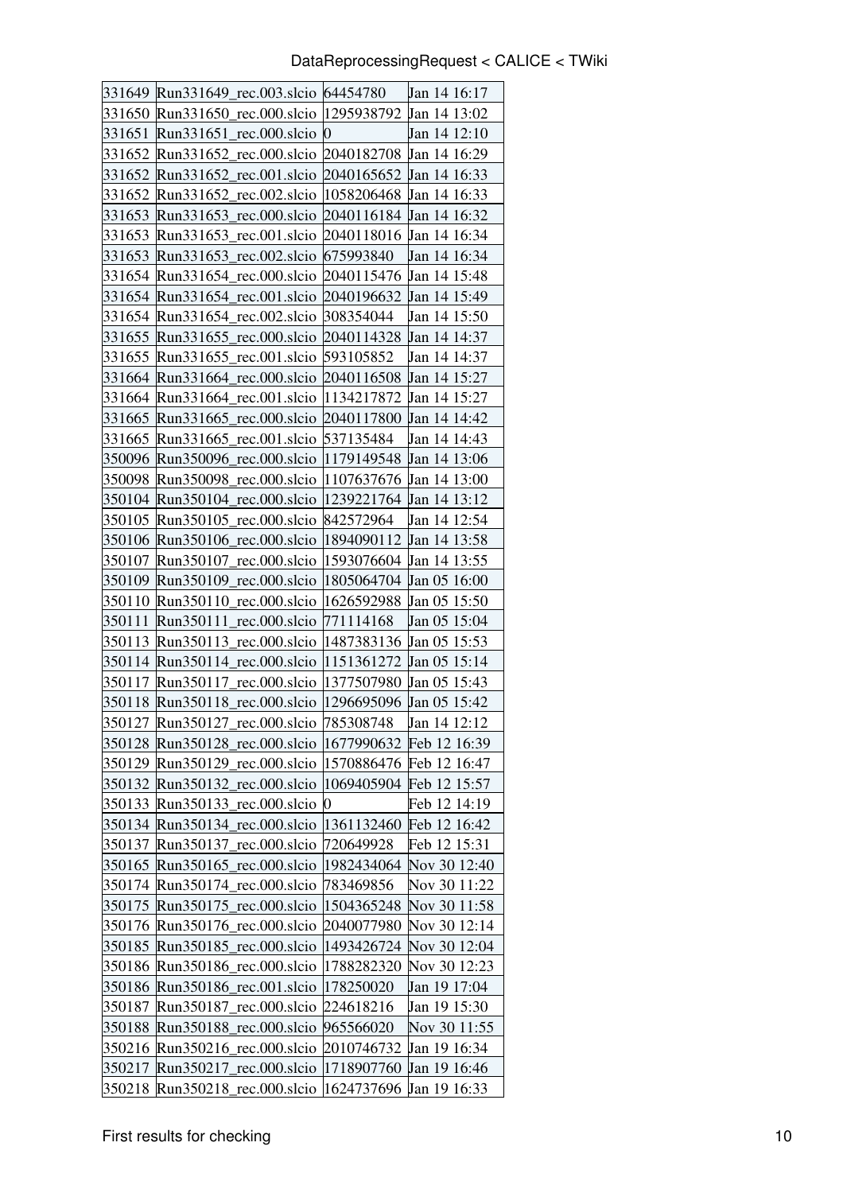| | | | |
|---|---|---|---|
| 331649 | Run331649_rec.003.slcio | 64454780 | Jan 14 16:17 |
| 331650 | Run331650_rec.000.slcio | 1295938792 | Jan 14 13:02 |
| 331651 | Run331651_rec.000.slcio | 0 | Jan 14 12:10 |
| 331652 | Run331652_rec.000.slcio | 2040182708 | Jan 14 16:29 |
| 331652 | Run331652_rec.001.slcio | 2040165652 | Jan 14 16:33 |
| 331652 | Run331652_rec.002.slcio | 1058206468 | Jan 14 16:33 |
| 331653 | Run331653_rec.000.slcio | 2040116184 | Jan 14 16:32 |
| 331653 | Run331653_rec.001.slcio | 2040118016 | Jan 14 16:34 |
| 331653 | Run331653_rec.002.slcio | 675993840 | Jan 14 16:34 |
| 331654 | Run331654_rec.000.slcio | 2040115476 | Jan 14 15:48 |
| 331654 | Run331654_rec.001.slcio | 2040196632 | Jan 14 15:49 |
| 331654 | Run331654_rec.002.slcio | 308354044 | Jan 14 15:50 |
| 331655 | Run331655_rec.000.slcio | 2040114328 | Jan 14 14:37 |
| 331655 | Run331655_rec.001.slcio | 593105852 | Jan 14 14:37 |
| 331664 | Run331664_rec.000.slcio | 2040116508 | Jan 14 15:27 |
| 331664 | Run331664_rec.001.slcio | 1134217872 | Jan 14 15:27 |
| 331665 | Run331665_rec.000.slcio | 2040117800 | Jan 14 14:42 |
| 331665 | Run331665_rec.001.slcio | 537135484 | Jan 14 14:43 |
| 350096 | Run350096_rec.000.slcio | 1179149548 | Jan 14 13:06 |
| 350098 | Run350098_rec.000.slcio | 1107637676 | Jan 14 13:00 |
| 350104 | Run350104_rec.000.slcio | 1239221764 | Jan 14 13:12 |
| 350105 | Run350105_rec.000.slcio | 842572964 | Jan 14 12:54 |
| 350106 | Run350106_rec.000.slcio | 1894090112 | Jan 14 13:58 |
| 350107 | Run350107_rec.000.slcio | 1593076604 | Jan 14 13:55 |
| 350109 | Run350109_rec.000.slcio | 1805064704 | Jan 05 16:00 |
| 350110 | Run350110_rec.000.slcio | 1626592988 | Jan 05 15:50 |
| 350111 | Run350111_rec.000.slcio | 771114168 | Jan 05 15:04 |
| 350113 | Run350113_rec.000.slcio | 1487383136 | Jan 05 15:53 |
| 350114 | Run350114_rec.000.slcio | 1151361272 | Jan 05 15:14 |
| 350117 | Run350117_rec.000.slcio | 1377507980 | Jan 05 15:43 |
| 350118 | Run350118_rec.000.slcio | 1296695096 | Jan 05 15:42 |
| 350127 | Run350127_rec.000.slcio | 785308748 | Jan 14 12:12 |
| 350128 | Run350128_rec.000.slcio | 1677990632 | Feb 12 16:39 |
| 350129 | Run350129_rec.000.slcio | 1570886476 | Feb 12 16:47 |
| 350132 | Run350132_rec.000.slcio | 1069405904 | Feb 12 15:57 |
| 350133 | Run350133_rec.000.slcio | 0 | Feb 12 14:19 |
| 350134 | Run350134_rec.000.slcio | 1361132460 | Feb 12 16:42 |
| 350137 | Run350137_rec.000.slcio | 720649928 | Feb 12 15:31 |
| 350165 | Run350165_rec.000.slcio | 1982434064 | Nov 30 12:40 |
| 350174 | Run350174_rec.000.slcio | 783469856 | Nov 30 11:22 |
| 350175 | Run350175_rec.000.slcio | 1504365248 | Nov 30 11:58 |
| 350176 | Run350176_rec.000.slcio | 2040077980 | Nov 30 12:14 |
| 350185 | Run350185_rec.000.slcio | 1493426724 | Nov 30 12:04 |
| 350186 | Run350186_rec.000.slcio | 1788282320 | Nov 30 12:23 |
| 350186 | Run350186_rec.001.slcio | 178250020 | Jan 19 17:04 |
| 350187 | Run350187_rec.000.slcio | 224618216 | Jan 19 15:30 |
| 350188 | Run350188_rec.000.slcio | 965566020 | Nov 30 11:55 |
| 350216 | Run350216_rec.000.slcio | 2010746732 | Jan 19 16:34 |
| 350217 | Run350217_rec.000.slcio | 1718907760 | Jan 19 16:46 |
| 350218 | Run350218_rec.000.slcio | 1624737696 | Jan 19 16:33 |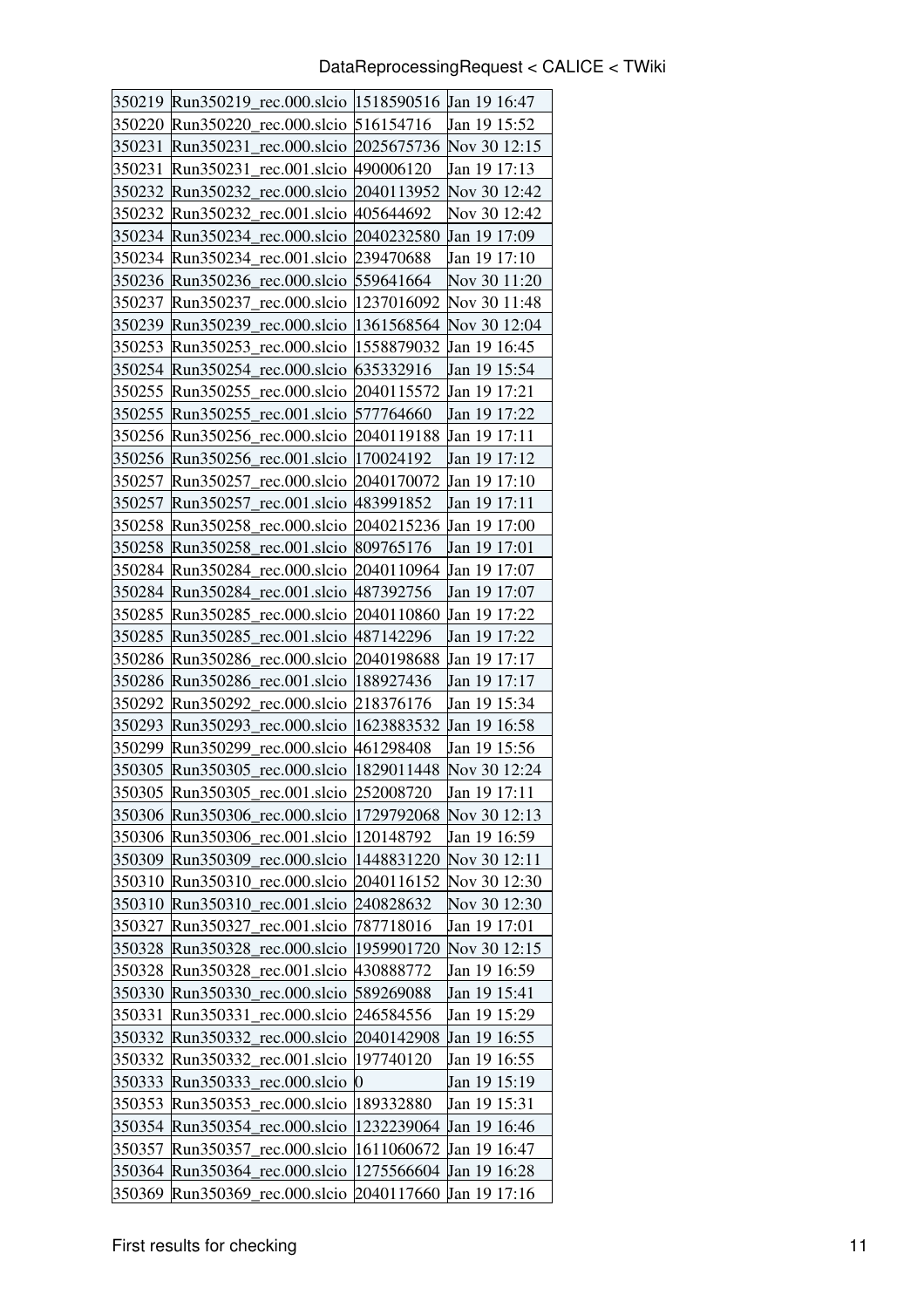| 350219 | Run350219_rec.000.slcio | 1518590516 | Jan 19 16:47 |
|---|---|---|---|
| 350220 | Run350220_rec.000.slcio | 516154716 | Jan 19 15:52 |
| 350231 | Run350231_rec.000.slcio | 2025675736 | Nov 30 12:15 |
| 350231 | Run350231_rec.001.slcio | 490006120 | Jan 19 17:13 |
| 350232 | Run350232_rec.000.slcio | 2040113952 | Nov 30 12:42 |
| 350232 | Run350232_rec.001.slcio | 405644692 | Nov 30 12:42 |
| 350234 | Run350234_rec.000.slcio | 2040232580 | Jan 19 17:09 |
| 350234 | Run350234_rec.001.slcio | 239470688 | Jan 19 17:10 |
| 350236 | Run350236_rec.000.slcio | 559641664 | Nov 30 11:20 |
| 350237 | Run350237_rec.000.slcio | 1237016092 | Nov 30 11:48 |
| 350239 | Run350239_rec.000.slcio | 1361568564 | Nov 30 12:04 |
| 350253 | Run350253_rec.000.slcio | 1558879032 | Jan 19 16:45 |
| 350254 | Run350254_rec.000.slcio | 635332916 | Jan 19 15:54 |
| 350255 | Run350255_rec.000.slcio | 2040115572 | Jan 19 17:21 |
| 350255 | Run350255_rec.001.slcio | 577764660 | Jan 19 17:22 |
| 350256 | Run350256_rec.000.slcio | 2040119188 | Jan 19 17:11 |
| 350256 | Run350256_rec.001.slcio | 170024192 | Jan 19 17:12 |
| 350257 | Run350257_rec.000.slcio | 2040170072 | Jan 19 17:10 |
| 350257 | Run350257_rec.001.slcio | 483991852 | Jan 19 17:11 |
| 350258 | Run350258_rec.000.slcio | 2040215236 | Jan 19 17:00 |
| 350258 | Run350258_rec.001.slcio | 809765176 | Jan 19 17:01 |
| 350284 | Run350284_rec.000.slcio | 2040110964 | Jan 19 17:07 |
| 350284 | Run350284_rec.001.slcio | 487392756 | Jan 19 17:07 |
| 350285 | Run350285_rec.000.slcio | 2040110860 | Jan 19 17:22 |
| 350285 | Run350285_rec.001.slcio | 487142296 | Jan 19 17:22 |
| 350286 | Run350286_rec.000.slcio | 2040198688 | Jan 19 17:17 |
| 350286 | Run350286_rec.001.slcio | 188927436 | Jan 19 17:17 |
| 350292 | Run350292_rec.000.slcio | 218376176 | Jan 19 15:34 |
| 350293 | Run350293_rec.000.slcio | 1623883532 | Jan 19 16:58 |
| 350299 | Run350299_rec.000.slcio | 461298408 | Jan 19 15:56 |
| 350305 | Run350305_rec.000.slcio | 1829011448 | Nov 30 12:24 |
| 350305 | Run350305_rec.001.slcio | 252008720 | Jan 19 17:11 |
| 350306 | Run350306_rec.000.slcio | 1729792068 | Nov 30 12:13 |
| 350306 | Run350306_rec.001.slcio | 120148792 | Jan 19 16:59 |
| 350309 | Run350309_rec.000.slcio | 1448831220 | Nov 30 12:11 |
| 350310 | Run350310_rec.000.slcio | 2040116152 | Nov 30 12:30 |
| 350310 | Run350310_rec.001.slcio | 240828632 | Nov 30 12:30 |
| 350327 | Run350327_rec.001.slcio | 787718016 | Jan 19 17:01 |
| 350328 | Run350328_rec.000.slcio | 1959901720 | Nov 30 12:15 |
| 350328 | Run350328_rec.001.slcio | 430888772 | Jan 19 16:59 |
| 350330 | Run350330_rec.000.slcio | 589269088 | Jan 19 15:41 |
| 350331 | Run350331_rec.000.slcio | 246584556 | Jan 19 15:29 |
| 350332 | Run350332_rec.000.slcio | 2040142908 | Jan 19 16:55 |
| 350332 | Run350332_rec.001.slcio | 197740120 | Jan 19 16:55 |
| 350333 | Run350333_rec.000.slcio | 0 | Jan 19 15:19 |
| 350353 | Run350353_rec.000.slcio | 189332880 | Jan 19 15:31 |
| 350354 | Run350354_rec.000.slcio | 1232239064 | Jan 19 16:46 |
| 350357 | Run350357_rec.000.slcio | 1611060672 | Jan 19 16:47 |
| 350364 | Run350364_rec.000.slcio | 1275566604 | Jan 19 16:28 |
| 350369 | Run350369_rec.000.slcio | 2040117660 | Jan 19 17:16 |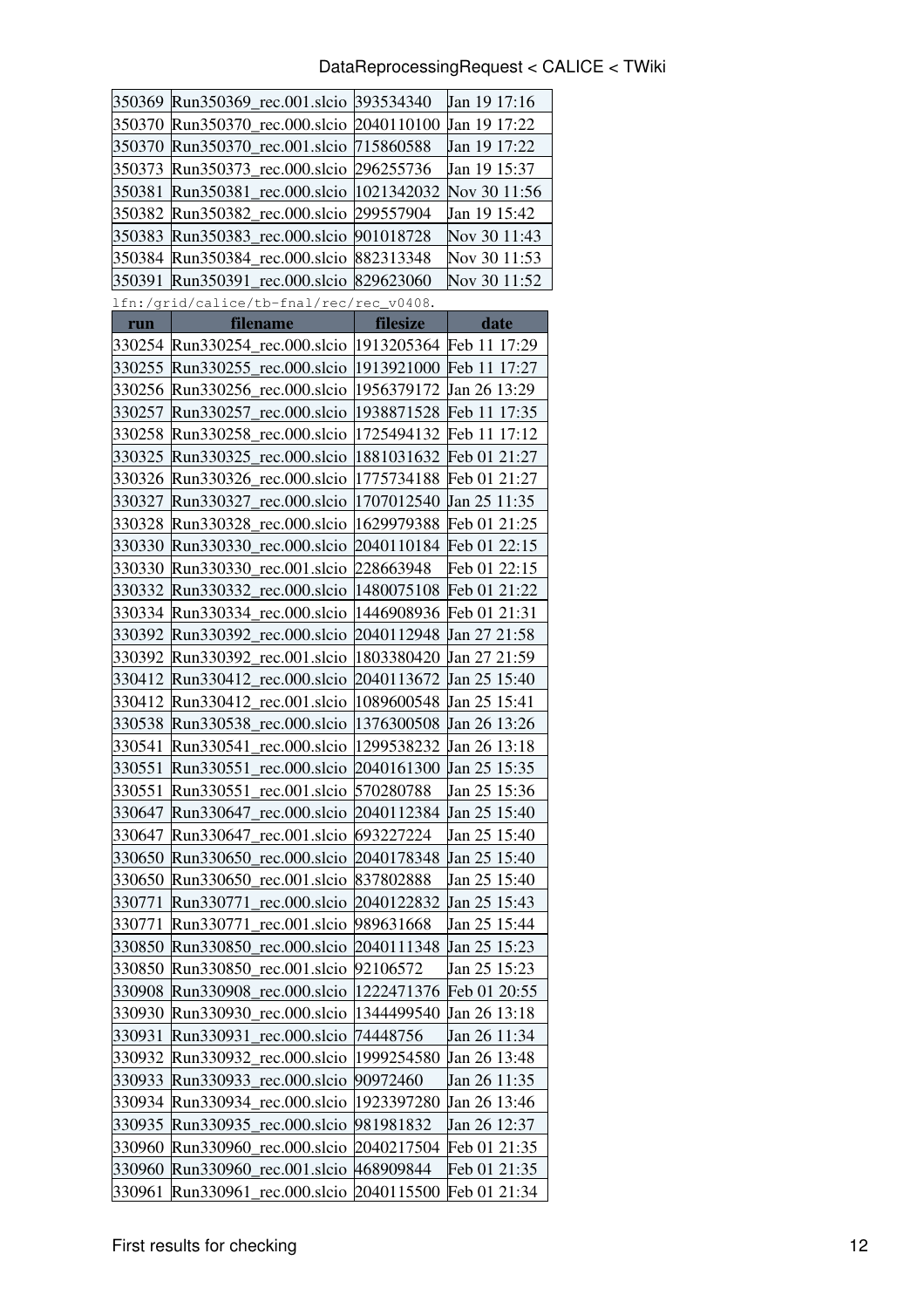| 350369 | Run350369_rec.001.slcio | 393534340 | Jan 19 17:16 |
|---|---|---|---|
| 350370 | Run350370_rec.000.slcio | 2040110100 | Jan 19 17:22 |
| 350370 | Run350370_rec.001.slcio | 715860588 | Jan 19 17:22 |
| 350373 | Run350373_rec.000.slcio | 296255736 | Jan 19 15:37 |
| 350381 | Run350381_rec.000.slcio | 1021342032 | Nov 30 11:56 |
| 350382 | Run350382_rec.000.slcio | 299557904 | Jan 19 15:42 |
| 350383 | Run350383_rec.000.slcio | 901018728 | Nov 30 11:43 |
| 350384 | Run350384_rec.000.slcio | 882313348 | Nov 30 11:53 |
| 350391 | Run350391_rec.000.slcio | 829623060 | Nov 30 11:52 |

lfn:/grid/calice/tb-fnal/rec/rec_v0408.

| run | filename | filesize | date |
|---|---|---|---|
| 330254 | Run330254_rec.000.slcio | 1913205364 | Feb 11 17:29 |
| 330255 | Run330255_rec.000.slcio | 1913921000 | Feb 11 17:27 |
| 330256 | Run330256_rec.000.slcio | 1956379172 | Jan 26 13:29 |
| 330257 | Run330257_rec.000.slcio | 1938871528 | Feb 11 17:35 |
| 330258 | Run330258_rec.000.slcio | 1725494132 | Feb 11 17:12 |
| 330325 | Run330325_rec.000.slcio | 1881031632 | Feb 01 21:27 |
| 330326 | Run330326_rec.000.slcio | 1775734188 | Feb 01 21:27 |
| 330327 | Run330327_rec.000.slcio | 1707012540 | Jan 25 11:35 |
| 330328 | Run330328_rec.000.slcio | 1629979388 | Feb 01 21:25 |
| 330330 | Run330330_rec.000.slcio | 2040110184 | Feb 01 22:15 |
| 330330 | Run330330_rec.001.slcio | 228663948 | Feb 01 22:15 |
| 330332 | Run330332_rec.000.slcio | 1480075108 | Feb 01 21:22 |
| 330334 | Run330334_rec.000.slcio | 1446908936 | Feb 01 21:31 |
| 330392 | Run330392_rec.000.slcio | 2040112948 | Jan 27 21:58 |
| 330392 | Run330392_rec.001.slcio | 1803380420 | Jan 27 21:59 |
| 330412 | Run330412_rec.000.slcio | 2040113672 | Jan 25 15:40 |
| 330412 | Run330412_rec.001.slcio | 1089600548 | Jan 25 15:41 |
| 330538 | Run330538_rec.000.slcio | 1376300508 | Jan 26 13:26 |
| 330541 | Run330541_rec.000.slcio | 1299538232 | Jan 26 13:18 |
| 330551 | Run330551_rec.000.slcio | 2040161300 | Jan 25 15:35 |
| 330551 | Run330551_rec.001.slcio | 570280788 | Jan 25 15:36 |
| 330647 | Run330647_rec.000.slcio | 2040112384 | Jan 25 15:40 |
| 330647 | Run330647_rec.001.slcio | 693227224 | Jan 25 15:40 |
| 330650 | Run330650_rec.000.slcio | 2040178348 | Jan 25 15:40 |
| 330650 | Run330650_rec.001.slcio | 837802888 | Jan 25 15:40 |
| 330771 | Run330771_rec.000.slcio | 2040122832 | Jan 25 15:43 |
| 330771 | Run330771_rec.001.slcio | 989631668 | Jan 25 15:44 |
| 330850 | Run330850_rec.000.slcio | 2040111348 | Jan 25 15:23 |
| 330850 | Run330850_rec.001.slcio | 92106572 | Jan 25 15:23 |
| 330908 | Run330908_rec.000.slcio | 1222471376 | Feb 01 20:55 |
| 330930 | Run330930_rec.000.slcio | 1344499540 | Jan 26 13:18 |
| 330931 | Run330931_rec.000.slcio | 74448756 | Jan 26 11:34 |
| 330932 | Run330932_rec.000.slcio | 1999254580 | Jan 26 13:48 |
| 330933 | Run330933_rec.000.slcio | 90972460 | Jan 26 11:35 |
| 330934 | Run330934_rec.000.slcio | 1923397280 | Jan 26 13:46 |
| 330935 | Run330935_rec.000.slcio | 981981832 | Jan 26 12:37 |
| 330960 | Run330960_rec.000.slcio | 2040217504 | Feb 01 21:35 |
| 330960 | Run330960_rec.001.slcio | 468909844 | Feb 01 21:35 |
| 330961 | Run330961_rec.000.slcio | 2040115500 | Feb 01 21:34 |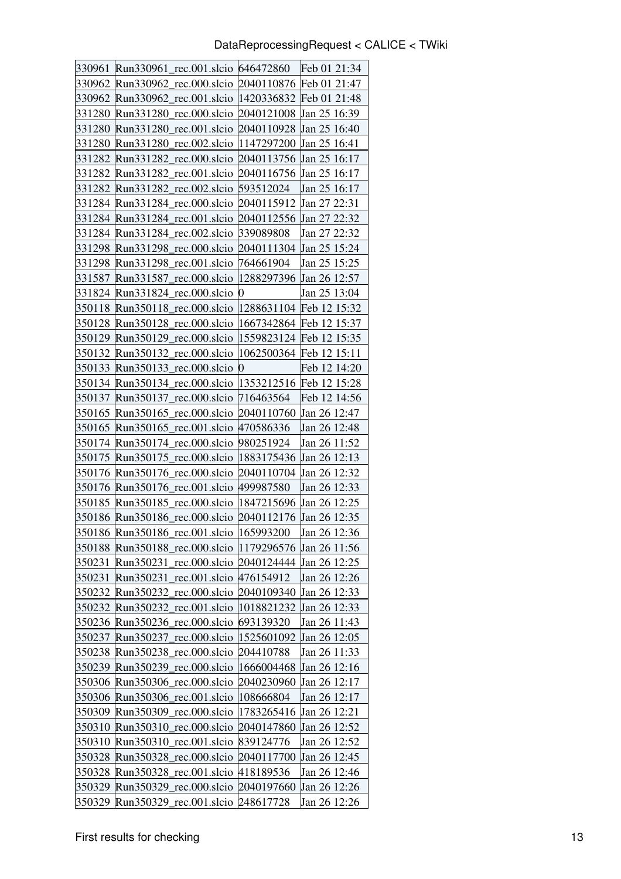| | | | |
|---|---|---|---|
| 330961 | Run330961_rec.001.slcio | 646472860 | Feb 01 21:34 |
| 330962 | Run330962_rec.000.slcio | 2040110876 | Feb 01 21:47 |
| 330962 | Run330962_rec.001.slcio | 1420336832 | Feb 01 21:48 |
| 331280 | Run331280_rec.000.slcio | 2040121008 | Jan 25 16:39 |
| 331280 | Run331280_rec.001.slcio | 2040110928 | Jan 25 16:40 |
| 331280 | Run331280_rec.002.slcio | 1147297200 | Jan 25 16:41 |
| 331282 | Run331282_rec.000.slcio | 2040113756 | Jan 25 16:17 |
| 331282 | Run331282_rec.001.slcio | 2040116756 | Jan 25 16:17 |
| 331282 | Run331282_rec.002.slcio | 593512024 | Jan 25 16:17 |
| 331284 | Run331284_rec.000.slcio | 2040115912 | Jan 27 22:31 |
| 331284 | Run331284_rec.001.slcio | 2040112556 | Jan 27 22:32 |
| 331284 | Run331284_rec.002.slcio | 339089808 | Jan 27 22:32 |
| 331298 | Run331298_rec.000.slcio | 2040111304 | Jan 25 15:24 |
| 331298 | Run331298_rec.001.slcio | 764661904 | Jan 25 15:25 |
| 331587 | Run331587_rec.000.slcio | 1288297396 | Jan 26 12:57 |
| 331824 | Run331824_rec.000.slcio | 0 | Jan 25 13:04 |
| 350118 | Run350118_rec.000.slcio | 1288631104 | Feb 12 15:32 |
| 350128 | Run350128_rec.000.slcio | 1667342864 | Feb 12 15:37 |
| 350129 | Run350129_rec.000.slcio | 1559823124 | Feb 12 15:35 |
| 350132 | Run350132_rec.000.slcio | 1062500364 | Feb 12 15:11 |
| 350133 | Run350133_rec.000.slcio | 0 | Feb 12 14:20 |
| 350134 | Run350134_rec.000.slcio | 1353212516 | Feb 12 15:28 |
| 350137 | Run350137_rec.000.slcio | 716463564 | Feb 12 14:56 |
| 350165 | Run350165_rec.000.slcio | 2040110760 | Jan 26 12:47 |
| 350165 | Run350165_rec.001.slcio | 470586336 | Jan 26 12:48 |
| 350174 | Run350174_rec.000.slcio | 980251924 | Jan 26 11:52 |
| 350175 | Run350175_rec.000.slcio | 1883175436 | Jan 26 12:13 |
| 350176 | Run350176_rec.000.slcio | 2040110704 | Jan 26 12:32 |
| 350176 | Run350176_rec.001.slcio | 499987580 | Jan 26 12:33 |
| 350185 | Run350185_rec.000.slcio | 1847215696 | Jan 26 12:25 |
| 350186 | Run350186_rec.000.slcio | 2040112176 | Jan 26 12:35 |
| 350186 | Run350186_rec.001.slcio | 165993200 | Jan 26 12:36 |
| 350188 | Run350188_rec.000.slcio | 1179296576 | Jan 26 11:56 |
| 350231 | Run350231_rec.000.slcio | 2040124444 | Jan 26 12:25 |
| 350231 | Run350231_rec.001.slcio | 476154912 | Jan 26 12:26 |
| 350232 | Run350232_rec.000.slcio | 2040109340 | Jan 26 12:33 |
| 350232 | Run350232_rec.001.slcio | 1018821232 | Jan 26 12:33 |
| 350236 | Run350236_rec.000.slcio | 693139320 | Jan 26 11:43 |
| 350237 | Run350237_rec.000.slcio | 1525601092 | Jan 26 12:05 |
| 350238 | Run350238_rec.000.slcio | 204410788 | Jan 26 11:33 |
| 350239 | Run350239_rec.000.slcio | 1666004468 | Jan 26 12:16 |
| 350306 | Run350306_rec.000.slcio | 2040230960 | Jan 26 12:17 |
| 350306 | Run350306_rec.001.slcio | 108666804 | Jan 26 12:17 |
| 350309 | Run350309_rec.000.slcio | 1783265416 | Jan 26 12:21 |
| 350310 | Run350310_rec.000.slcio | 2040147860 | Jan 26 12:52 |
| 350310 | Run350310_rec.001.slcio | 839124776 | Jan 26 12:52 |
| 350328 | Run350328_rec.000.slcio | 2040117700 | Jan 26 12:45 |
| 350328 | Run350328_rec.001.slcio | 418189536 | Jan 26 12:46 |
| 350329 | Run350329_rec.000.slcio | 2040197660 | Jan 26 12:26 |
| 350329 | Run350329_rec.001.slcio | 248617728 | Jan 26 12:26 |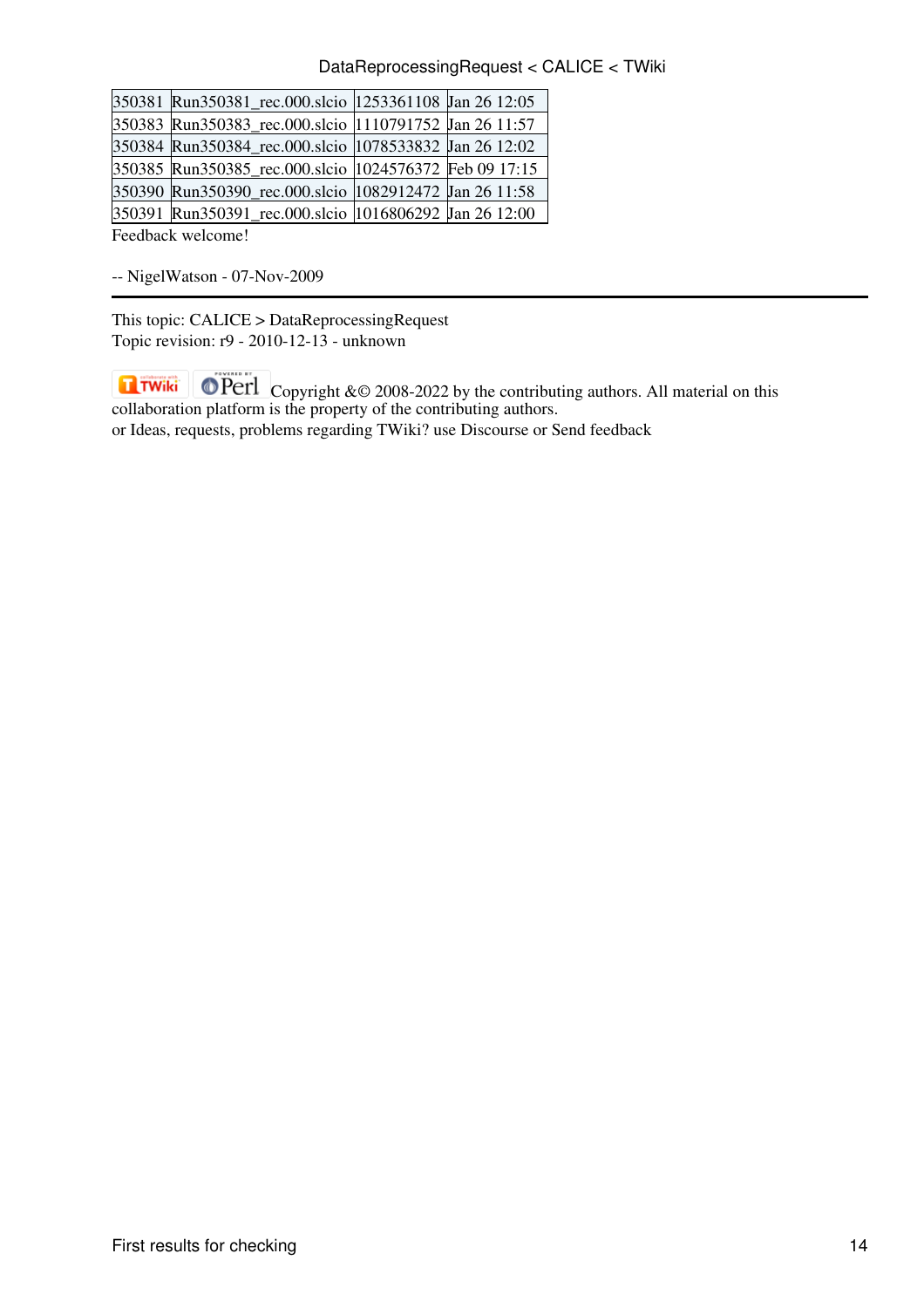| | | | |
|---|---|---|---|
| 350381 | Run350381_rec.000.slcio | 1253361108 | Jan 26 12:05 |
| 350383 | Run350383_rec.000.slcio | 1110791752 | Jan 26 11:57 |
| 350384 | Run350384_rec.000.slcio | 1078533832 | Jan 26 12:02 |
| 350385 | Run350385_rec.000.slcio | 1024576372 | Feb 09 17:15 |
| 350390 | Run350390_rec.000.slcio | 1082912472 | Jan 26 11:58 |
| 350391 | Run350391_rec.000.slcio | 1016806292 | Jan 26 12:00 |

Feedback welcome!

-- NigelWatson - 07-Nov-2009

---

This topic: CALICE > DataReprocessingRequest
Topic revision: r9 - 2010-12-13 - unknown

Copyright &© 2008-2022 by the contributing authors. All material on this collaboration platform is the property of the contributing authors.
or Ideas, requests, problems regarding TWiki? use Discourse or Send feedback